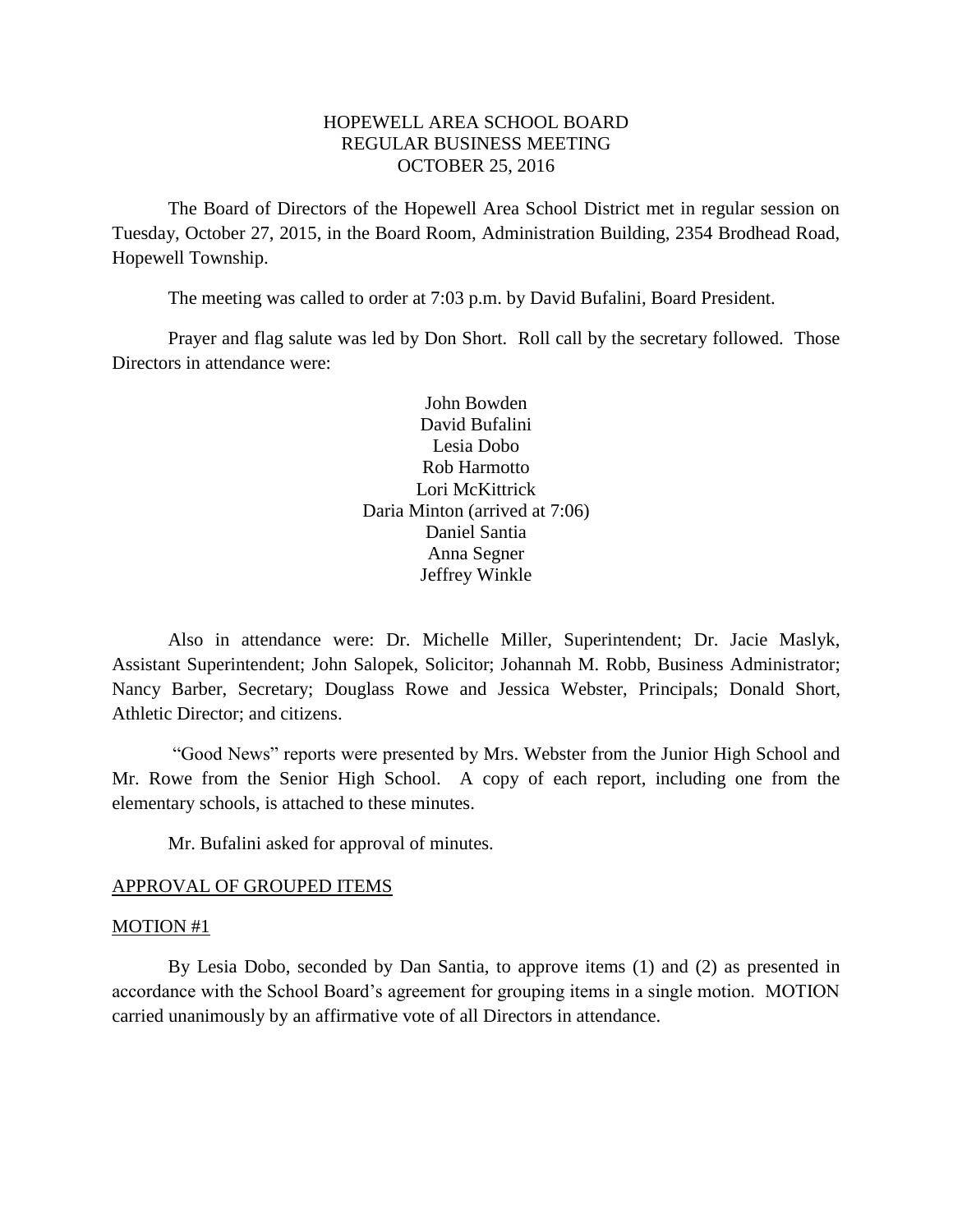# HOPEWELL AREA SCHOOL BOARD
## REGULAR BUSINESS MEETING
## OCTOBER 25, 2016

The Board of Directors of the Hopewell Area School District met in regular session on Tuesday, October 27, 2015, in the Board Room, Administration Building, 2354 Brodhead Road, Hopewell Township.

The meeting was called to order at 7:03 p.m. by David Bufalini, Board President.

Prayer and flag salute was led by Don Short. Roll call by the secretary followed. Those Directors in attendance were:

John Bowden
David Bufalini
Lesia Dobo
Rob Harmotto
Lori McKittrick
Daria Minton (arrived at 7:06)
Daniel Santia
Anna Segner
Jeffrey Winkle

Also in attendance were: Dr. Michelle Miller, Superintendent; Dr. Jacie Maslyk, Assistant Superintendent; John Salopek, Solicitor; Johannah M. Robb, Business Administrator; Nancy Barber, Secretary; Douglass Rowe and Jessica Webster, Principals; Donald Short, Athletic Director; and citizens.

"Good News" reports were presented by Mrs. Webster from the Junior High School and Mr. Rowe from the Senior High School. A copy of each report, including one from the elementary schools, is attached to these minutes.

Mr. Bufalini asked for approval of minutes.

APPROVAL OF GROUPED ITEMS

MOTION #1

By Lesia Dobo, seconded by Dan Santia, to approve items (1) and (2) as presented in accordance with the School Board's agreement for grouping items in a single motion. MOTION carried unanimously by an affirmative vote of all Directors in attendance.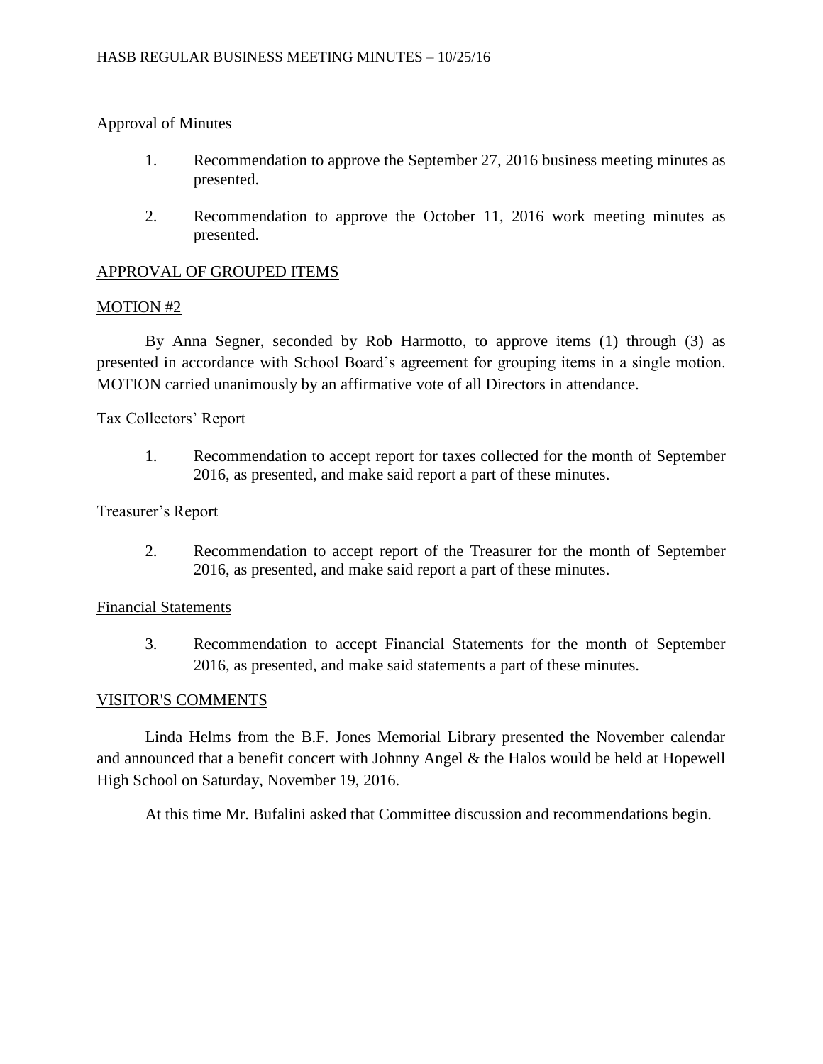Approval of Minutes

1. Recommendation to approve the September 27, 2016 business meeting minutes as presented.

2. Recommendation to approve the October 11, 2016 work meeting minutes as presented.

APPROVAL OF GROUPED ITEMS

MOTION #2

By Anna Segner, seconded by Rob Harmotto, to approve items (1) through (3) as presented in accordance with School Board's agreement for grouping items in a single motion. MOTION carried unanimously by an affirmative vote of all Directors in attendance.

Tax Collectors' Report

1. Recommendation to accept report for taxes collected for the month of September 2016, as presented, and make said report a part of these minutes.

Treasurer's Report

2. Recommendation to accept report of the Treasurer for the month of September 2016, as presented, and make said report a part of these minutes.

Financial Statements

3. Recommendation to accept Financial Statements for the month of September 2016, as presented, and make said statements a part of these minutes.

VISITOR'S COMMENTS

Linda Helms from the B.F. Jones Memorial Library presented the November calendar and announced that a benefit concert with Johnny Angel & the Halos would be held at Hopewell High School on Saturday, November 19, 2016.

At this time Mr. Bufalini asked that Committee discussion and recommendations begin.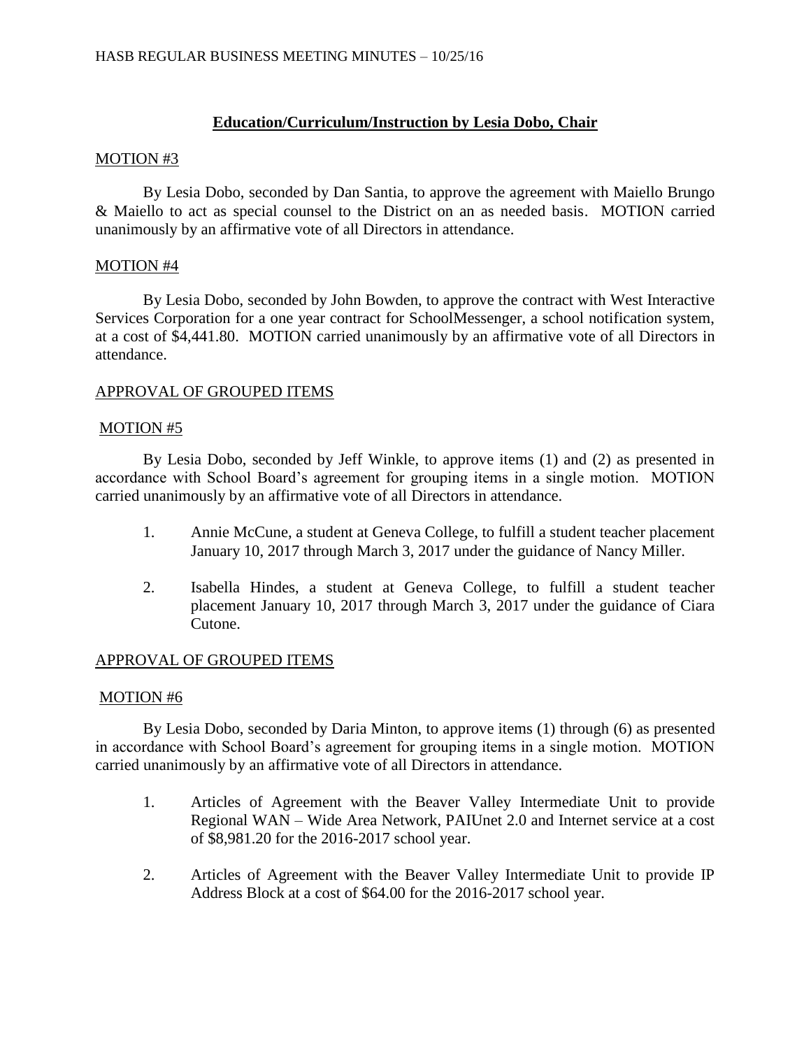## Education/Curriculum/Instruction by Lesia Dobo, Chair

MOTION #3

By Lesia Dobo, seconded by Dan Santia, to approve the agreement with Maiello Brungo & Maiello to act as special counsel to the District on an as needed basis. MOTION carried unanimously by an affirmative vote of all Directors in attendance.

MOTION #4

By Lesia Dobo, seconded by John Bowden, to approve the contract with West Interactive Services Corporation for a one year contract for SchoolMessenger, a school notification system, at a cost of $4,441.80. MOTION carried unanimously by an affirmative vote of all Directors in attendance.

APPROVAL OF GROUPED ITEMS

MOTION #5

By Lesia Dobo, seconded by Jeff Winkle, to approve items (1) and (2) as presented in accordance with School Board's agreement for grouping items in a single motion. MOTION carried unanimously by an affirmative vote of all Directors in attendance.

1. Annie McCune, a student at Geneva College, to fulfill a student teacher placement January 10, 2017 through March 3, 2017 under the guidance of Nancy Miller.

2. Isabella Hindes, a student at Geneva College, to fulfill a student teacher placement January 10, 2017 through March 3, 2017 under the guidance of Ciara Cutone.

APPROVAL OF GROUPED ITEMS

MOTION #6

By Lesia Dobo, seconded by Daria Minton, to approve items (1) through (6) as presented in accordance with School Board's agreement for grouping items in a single motion. MOTION carried unanimously by an affirmative vote of all Directors in attendance.

1. Articles of Agreement with the Beaver Valley Intermediate Unit to provide Regional WAN – Wide Area Network, PAIUnet 2.0 and Internet service at a cost of $8,981.20 for the 2016-2017 school year.

2. Articles of Agreement with the Beaver Valley Intermediate Unit to provide IP Address Block at a cost of $64.00 for the 2016-2017 school year.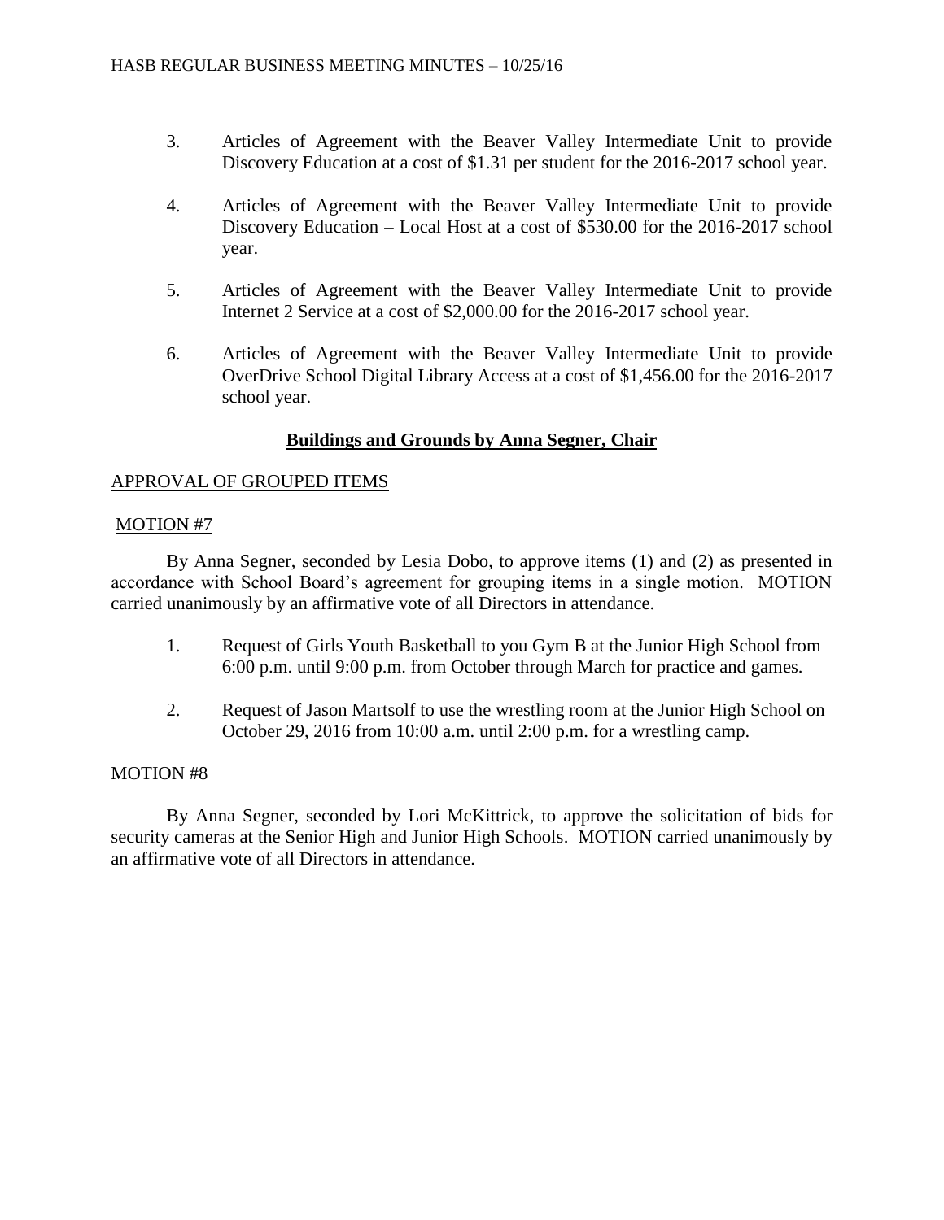3. Articles of Agreement with the Beaver Valley Intermediate Unit to provide Discovery Education at a cost of $1.31 per student for the 2016-2017 school year.

4. Articles of Agreement with the Beaver Valley Intermediate Unit to provide Discovery Education – Local Host at a cost of $530.00 for the 2016-2017 school year.

5. Articles of Agreement with the Beaver Valley Intermediate Unit to provide Internet 2 Service at a cost of $2,000.00 for the 2016-2017 school year.

6. Articles of Agreement with the Beaver Valley Intermediate Unit to provide OverDrive School Digital Library Access at a cost of $1,456.00 for the 2016-2017 school year.

## **Buildings and Grounds by Anna Segner, Chair**

APPROVAL OF GROUPED ITEMS

MOTION #7

By Anna Segner, seconded by Lesia Dobo, to approve items (1) and (2) as presented in accordance with School Board's agreement for grouping items in a single motion. MOTION carried unanimously by an affirmative vote of all Directors in attendance.

1. Request of Girls Youth Basketball to you Gym B at the Junior High School from 6:00 p.m. until 9:00 p.m. from October through March for practice and games.

2. Request of Jason Martsolf to use the wrestling room at the Junior High School on October 29, 2016 from 10:00 a.m. until 2:00 p.m. for a wrestling camp.

MOTION #8

By Anna Segner, seconded by Lori McKittrick, to approve the solicitation of bids for security cameras at the Senior High and Junior High Schools. MOTION carried unanimously by an affirmative vote of all Directors in attendance.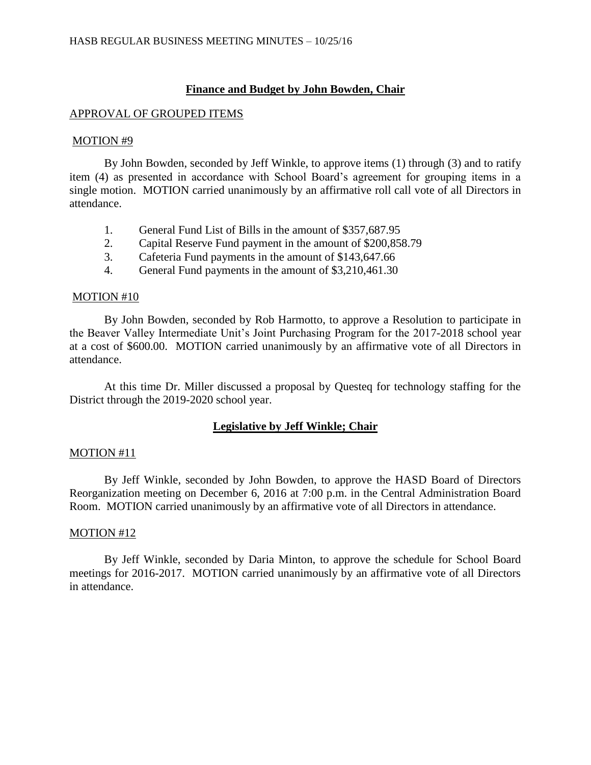## **Finance and Budget by John Bowden, Chair**

APPROVAL OF GROUPED ITEMS

MOTION #9

By John Bowden, seconded by Jeff Winkle, to approve items (1) through (3) and to ratify item (4) as presented in accordance with School Board's agreement for grouping items in a single motion. MOTION carried unanimously by an affirmative roll call vote of all Directors in attendance.

1. General Fund List of Bills in the amount of $357,687.95
2. Capital Reserve Fund payment in the amount of $200,858.79
3. Cafeteria Fund payments in the amount of $143,647.66
4. General Fund payments in the amount of $3,210,461.30

MOTION #10

By John Bowden, seconded by Rob Harmotto, to approve a Resolution to participate in the Beaver Valley Intermediate Unit's Joint Purchasing Program for the 2017-2018 school year at a cost of $600.00. MOTION carried unanimously by an affirmative vote of all Directors in attendance.

At this time Dr. Miller discussed a proposal by Questeq for technology staffing for the District through the 2019-2020 school year.

## **Legislative by Jeff Winkle; Chair**

MOTION #11

By Jeff Winkle, seconded by John Bowden, to approve the HASD Board of Directors Reorganization meeting on December 6, 2016 at 7:00 p.m. in the Central Administration Board Room. MOTION carried unanimously by an affirmative vote of all Directors in attendance.

MOTION #12

By Jeff Winkle, seconded by Daria Minton, to approve the schedule for School Board meetings for 2016-2017. MOTION carried unanimously by an affirmative vote of all Directors in attendance.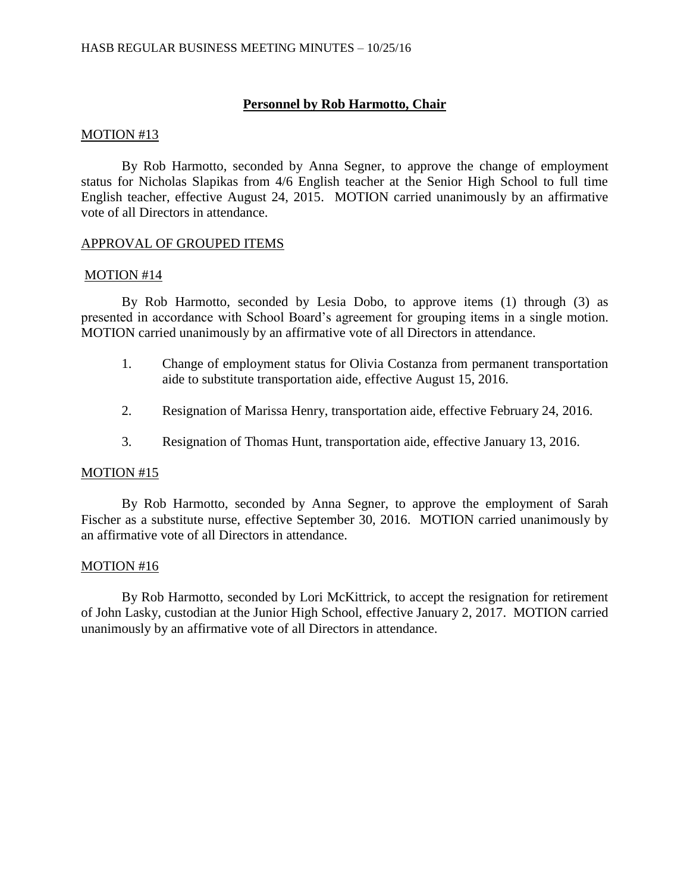## **Personnel by Rob Harmotto, Chair**

MOTION #13

By Rob Harmotto, seconded by Anna Segner, to approve the change of employment status for Nicholas Slapikas from 4/6 English teacher at the Senior High School to full time English teacher, effective August 24, 2015. MOTION carried unanimously by an affirmative vote of all Directors in attendance.

APPROVAL OF GROUPED ITEMS

MOTION #14

By Rob Harmotto, seconded by Lesia Dobo, to approve items (1) through (3) as presented in accordance with School Board's agreement for grouping items in a single motion. MOTION carried unanimously by an affirmative vote of all Directors in attendance.

1. Change of employment status for Olivia Costanza from permanent transportation aide to substitute transportation aide, effective August 15, 2016.

2. Resignation of Marissa Henry, transportation aide, effective February 24, 2016.

3. Resignation of Thomas Hunt, transportation aide, effective January 13, 2016.

MOTION #15

By Rob Harmotto, seconded by Anna Segner, to approve the employment of Sarah Fischer as a substitute nurse, effective September 30, 2016. MOTION carried unanimously by an affirmative vote of all Directors in attendance.

MOTION #16

By Rob Harmotto, seconded by Lori McKittrick, to accept the resignation for retirement of John Lasky, custodian at the Junior High School, effective January 2, 2017. MOTION carried unanimously by an affirmative vote of all Directors in attendance.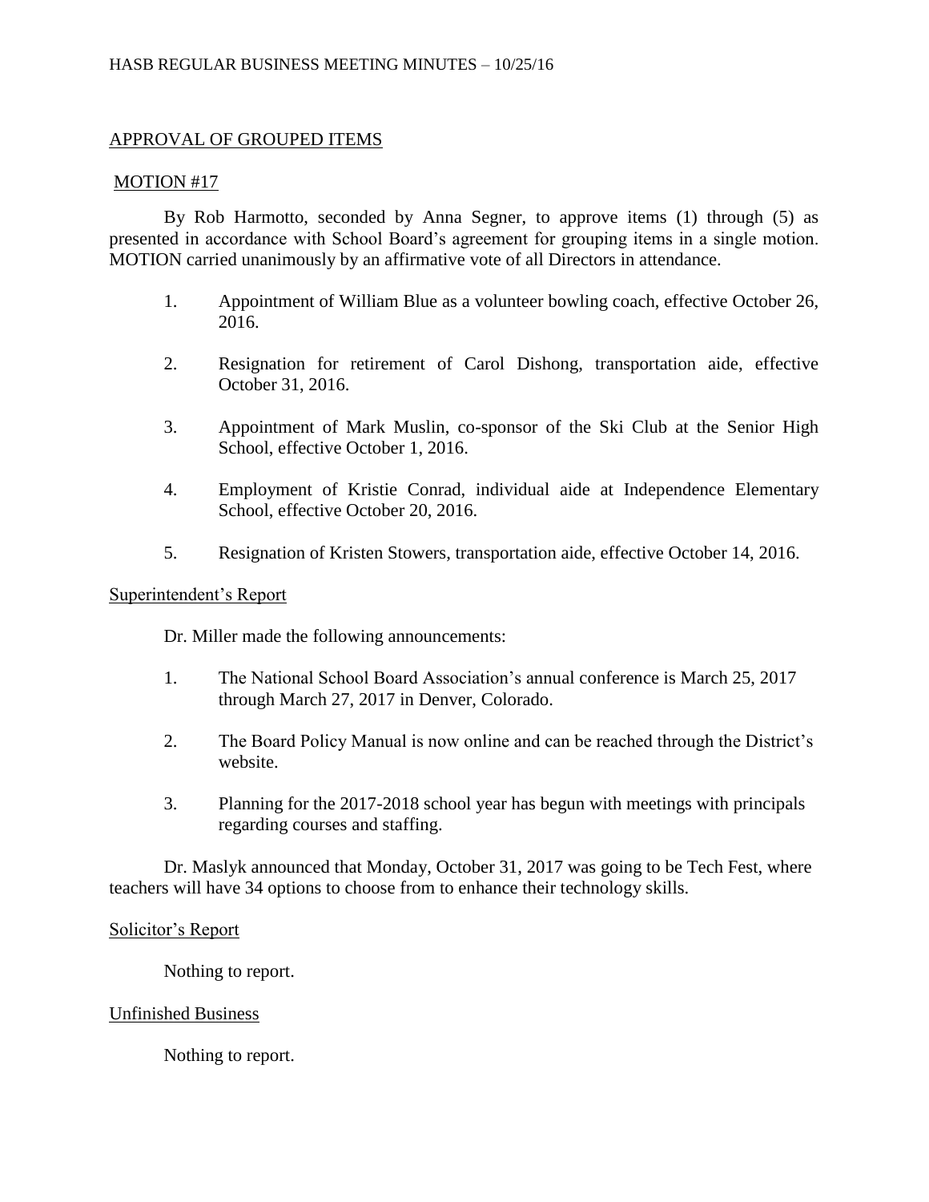## APPROVAL OF GROUPED ITEMS

### MOTION #17

By Rob Harmotto, seconded by Anna Segner, to approve items (1) through (5) as presented in accordance with School Board's agreement for grouping items in a single motion. MOTION carried unanimously by an affirmative vote of all Directors in attendance.

1. Appointment of William Blue as a volunteer bowling coach, effective October 26, 2016.
2. Resignation for retirement of Carol Dishong, transportation aide, effective October 31, 2016.
3. Appointment of Mark Muslin, co-sponsor of the Ski Club at the Senior High School, effective October 1, 2016.
4. Employment of Kristie Conrad, individual aide at Independence Elementary School, effective October 20, 2016.
5. Resignation of Kristen Stowers, transportation aide, effective October 14, 2016.

## Superintendent's Report

Dr. Miller made the following announcements:

1. The National School Board Association's annual conference is March 25, 2017 through March 27, 2017 in Denver, Colorado.
2. The Board Policy Manual is now online and can be reached through the District's website.
3. Planning for the 2017-2018 school year has begun with meetings with principals regarding courses and staffing.

Dr. Maslyk announced that Monday, October 31, 2017 was going to be Tech Fest, where teachers will have 34 options to choose from to enhance their technology skills.

## Solicitor's Report

Nothing to report.

## Unfinished Business

Nothing to report.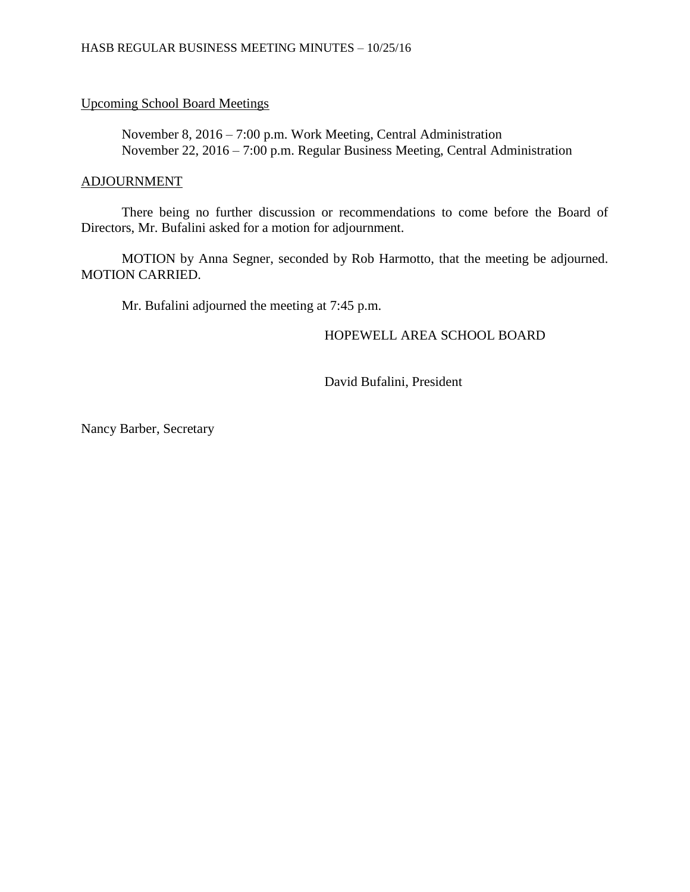<u>Upcoming School Board Meetings</u>

November 8, 2016 – 7:00 p.m. Work Meeting, Central Administration
November 22, 2016 – 7:00 p.m. Regular Business Meeting, Central Administration

<u>ADJOURNMENT</u>

There being no further discussion or recommendations to come before the Board of Directors, Mr. Bufalini asked for a motion for adjournment.

MOTION by Anna Segner, seconded by Rob Harmotto, that the meeting be adjourned. MOTION CARRIED.

Mr. Bufalini adjourned the meeting at 7:45 p.m.

HOPEWELL AREA SCHOOL BOARD

David Bufalini, President

Nancy Barber, Secretary